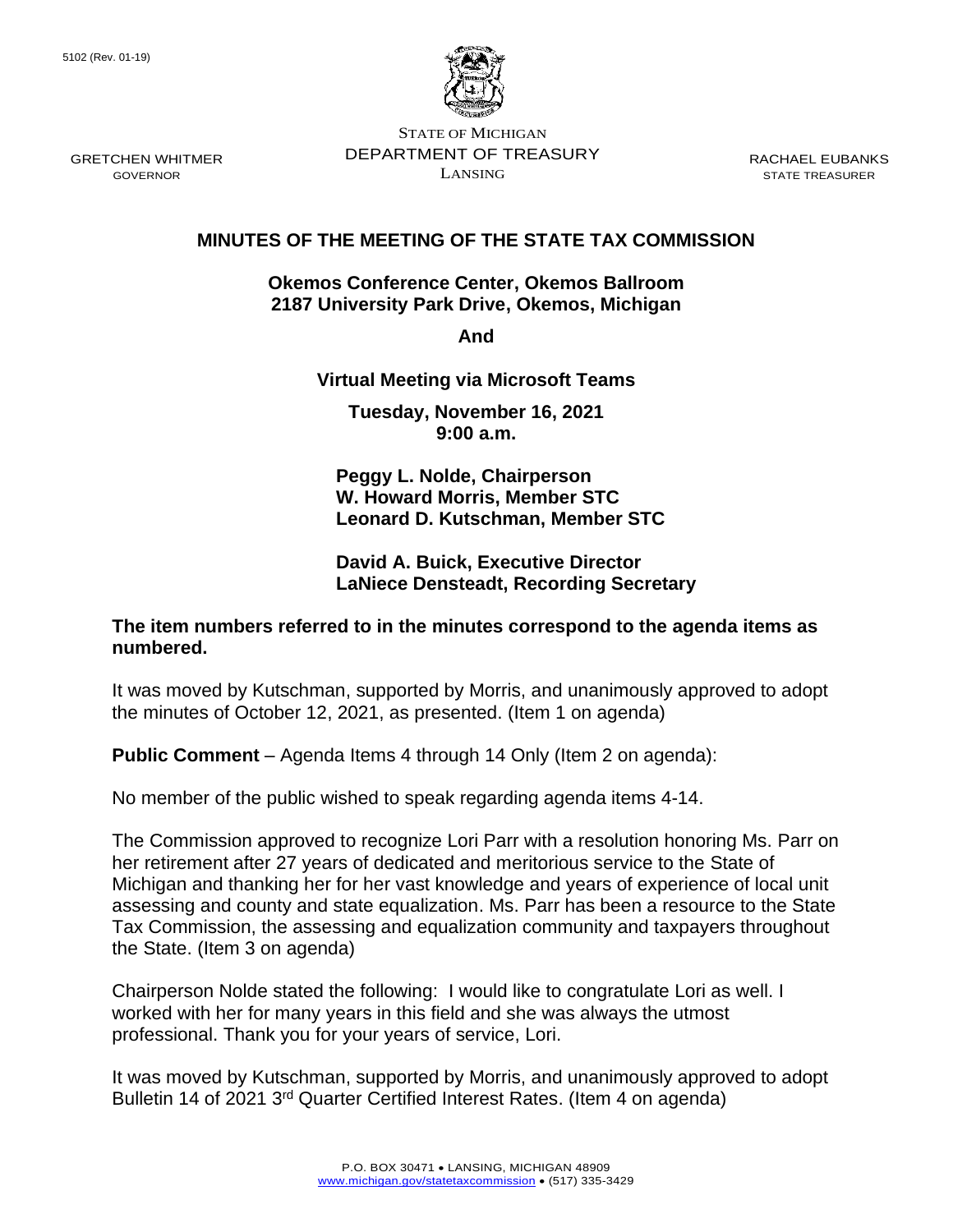5102 (Rev. 01-19)

STATE OF MICHIGAN
DEPARTMENT OF TREASURY
LANSING

GRETCHEN WHITMER
GOVERNOR

RACHAEL EUBANKS
STATE TREASURER

# MINUTES OF THE MEETING OF THE STATE TAX COMMISSION

**Okemos Conference Center, Okemos Ballroom**
**2187 University Park Drive, Okemos, Michigan**

**And**

**Virtual Meeting via Microsoft Teams**

**Tuesday, November 16, 2021**
**9:00 a.m.**

**Peggy L. Nolde, Chairperson**
**W. Howard Morris, Member STC**
**Leonard D. Kutschman, Member STC**

**David A. Buick, Executive Director**
**LaNiece Densteadt, Recording Secretary**

**The item numbers referred to in the minutes correspond to the agenda items as numbered.**

It was moved by Kutschman, supported by Morris, and unanimously approved to adopt the minutes of October 12, 2021, as presented. (Item 1 on agenda)

**Public Comment** – Agenda Items 4 through 14 Only (Item 2 on agenda):

No member of the public wished to speak regarding agenda items 4-14.

The Commission approved to recognize Lori Parr with a resolution honoring Ms. Parr on her retirement after 27 years of dedicated and meritorious service to the State of Michigan and thanking her for her vast knowledge and years of experience of local unit assessing and county and state equalization. Ms. Parr has been a resource to the State Tax Commission, the assessing and equalization community and taxpayers throughout the State. (Item 3 on agenda)

Chairperson Nolde stated the following: I would like to congratulate Lori as well. I worked with her for many years in this field and she was always the utmost professional. Thank you for your years of service, Lori.

It was moved by Kutschman, supported by Morris, and unanimously approved to adopt Bulletin 14 of 2021 3rd Quarter Certified Interest Rates. (Item 4 on agenda)

P.O. BOX 30471 • LANSING, MICHIGAN 48909
www.michigan.gov/statetaxcommission • (517) 335-3429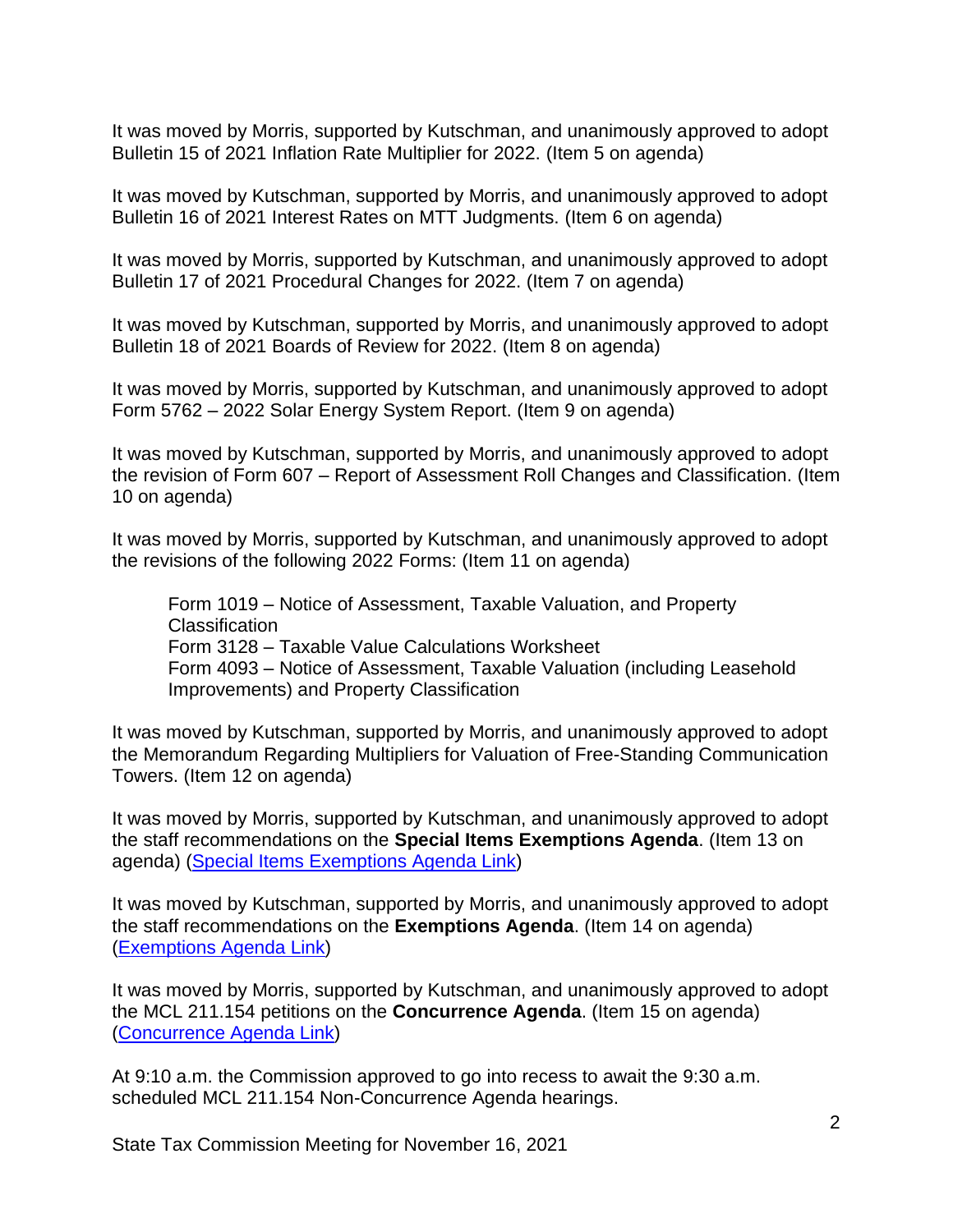It was moved by Morris, supported by Kutschman, and unanimously approved to adopt Bulletin 15 of 2021 Inflation Rate Multiplier for 2022. (Item 5 on agenda)

It was moved by Kutschman, supported by Morris, and unanimously approved to adopt Bulletin 16 of 2021 Interest Rates on MTT Judgments. (Item 6 on agenda)

It was moved by Morris, supported by Kutschman, and unanimously approved to adopt Bulletin 17 of 2021 Procedural Changes for 2022. (Item 7 on agenda)

It was moved by Kutschman, supported by Morris, and unanimously approved to adopt Bulletin 18 of 2021 Boards of Review for 2022. (Item 8 on agenda)

It was moved by Morris, supported by Kutschman, and unanimously approved to adopt Form 5762 – 2022 Solar Energy System Report. (Item 9 on agenda)

It was moved by Kutschman, supported by Morris, and unanimously approved to adopt the revision of Form 607 – Report of Assessment Roll Changes and Classification. (Item 10 on agenda)

It was moved by Morris, supported by Kutschman, and unanimously approved to adopt the revisions of the following 2022 Forms: (Item 11 on agenda)

> Form 1019 – Notice of Assessment, Taxable Valuation, and Property Classification
> Form 3128 – Taxable Value Calculations Worksheet
> Form 4093 – Notice of Assessment, Taxable Valuation (including Leasehold Improvements) and Property Classification

It was moved by Kutschman, supported by Morris, and unanimously approved to adopt the Memorandum Regarding Multipliers for Valuation of Free-Standing Communication Towers. (Item 12 on agenda)

It was moved by Morris, supported by Kutschman, and unanimously approved to adopt the staff recommendations on the **Special Items Exemptions Agenda**. (Item 13 on agenda) (Special Items Exemptions Agenda Link)

It was moved by Kutschman, supported by Morris, and unanimously approved to adopt the staff recommendations on the **Exemptions Agenda**. (Item 14 on agenda) (Exemptions Agenda Link)

It was moved by Morris, supported by Kutschman, and unanimously approved to adopt the MCL 211.154 petitions on the **Concurrence Agenda**. (Item 15 on agenda) (Concurrence Agenda Link)

At 9:10 a.m. the Commission approved to go into recess to await the 9:30 a.m. scheduled MCL 211.154 Non-Concurrence Agenda hearings.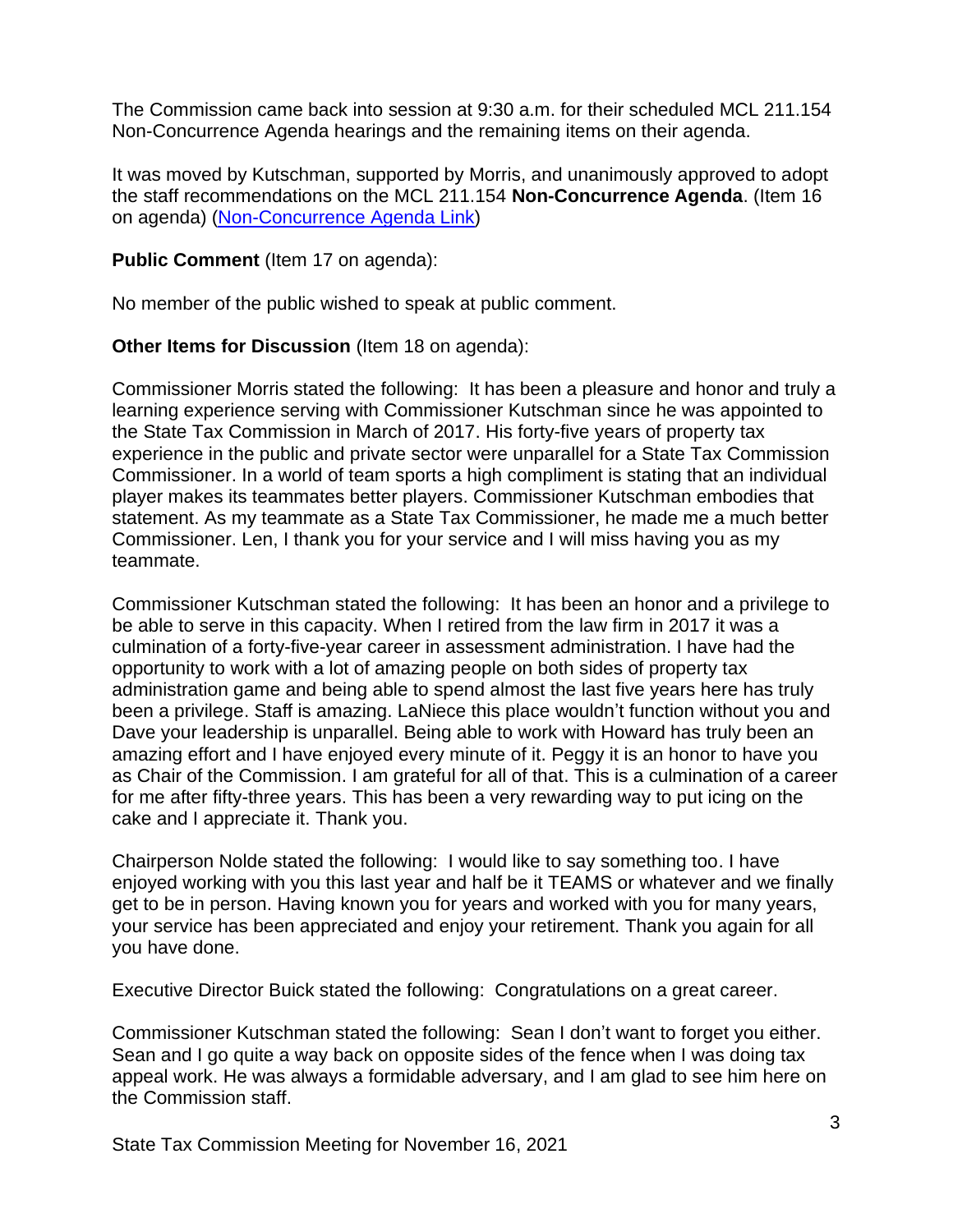The Commission came back into session at 9:30 a.m. for their scheduled MCL 211.154 Non-Concurrence Agenda hearings and the remaining items on their agenda.

It was moved by Kutschman, supported by Morris, and unanimously approved to adopt the staff recommendations on the MCL 211.154 **Non-Concurrence Agenda**. (Item 16 on agenda) (Non-Concurrence Agenda Link)

**Public Comment** (Item 17 on agenda):

No member of the public wished to speak at public comment.

**Other Items for Discussion** (Item 18 on agenda):

Commissioner Morris stated the following: It has been a pleasure and honor and truly a learning experience serving with Commissioner Kutschman since he was appointed to the State Tax Commission in March of 2017. His forty-five years of property tax experience in the public and private sector were unparallel for a State Tax Commission Commissioner. In a world of team sports a high compliment is stating that an individual player makes its teammates better players. Commissioner Kutschman embodies that statement. As my teammate as a State Tax Commissioner, he made me a much better Commissioner. Len, I thank you for your service and I will miss having you as my teammate.

Commissioner Kutschman stated the following: It has been an honor and a privilege to be able to serve in this capacity. When I retired from the law firm in 2017 it was a culmination of a forty-five-year career in assessment administration. I have had the opportunity to work with a lot of amazing people on both sides of property tax administration game and being able to spend almost the last five years here has truly been a privilege. Staff is amazing. LaNiece this place wouldn't function without you and Dave your leadership is unparallel. Being able to work with Howard has truly been an amazing effort and I have enjoyed every minute of it. Peggy it is an honor to have you as Chair of the Commission. I am grateful for all of that. This is a culmination of a career for me after fifty-three years. This has been a very rewarding way to put icing on the cake and I appreciate it. Thank you.

Chairperson Nolde stated the following: I would like to say something too. I have enjoyed working with you this last year and half be it TEAMS or whatever and we finally get to be in person. Having known you for years and worked with you for many years, your service has been appreciated and enjoy your retirement. Thank you again for all you have done.

Executive Director Buick stated the following: Congratulations on a great career.

Commissioner Kutschman stated the following: Sean I don't want to forget you either. Sean and I go quite a way back on opposite sides of the fence when I was doing tax appeal work. He was always a formidable adversary, and I am glad to see him here on the Commission staff.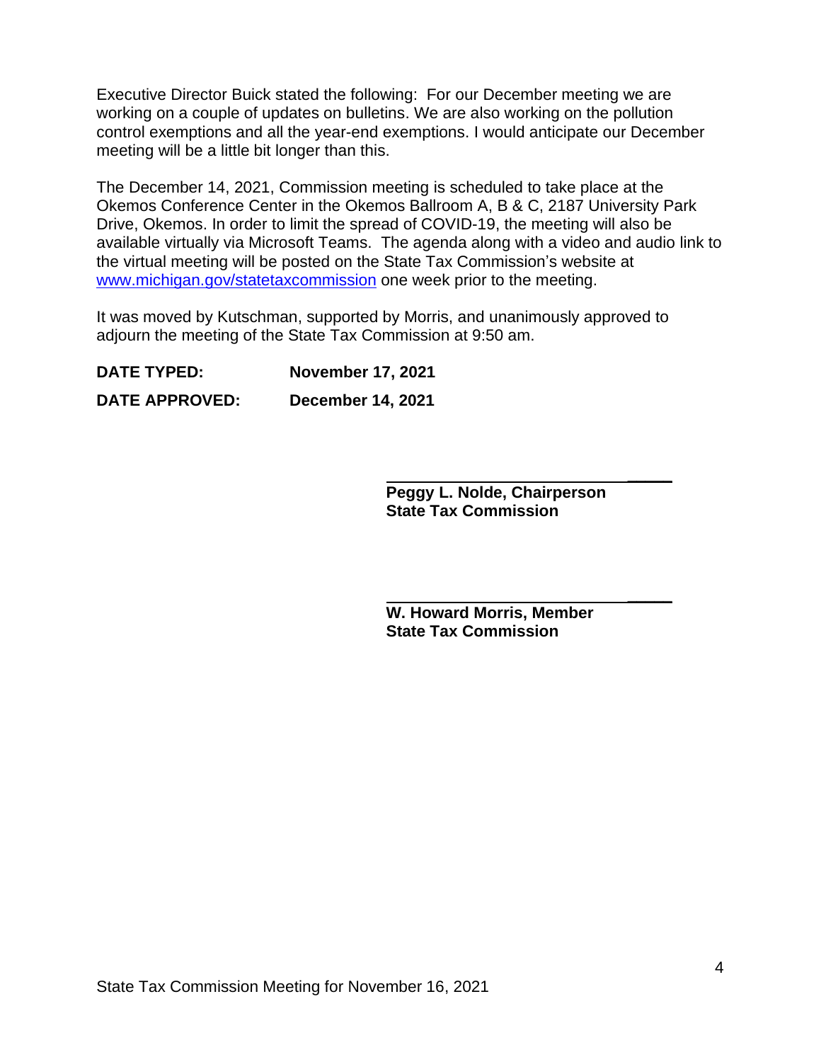Executive Director Buick stated the following: For our December meeting we are working on a couple of updates on bulletins. We are also working on the pollution control exemptions and all the year-end exemptions. I would anticipate our December meeting will be a little bit longer than this.

The December 14, 2021, Commission meeting is scheduled to take place at the Okemos Conference Center in the Okemos Ballroom A, B & C, 2187 University Park Drive, Okemos. In order to limit the spread of COVID-19, the meeting will also be available virtually via Microsoft Teams. The agenda along with a video and audio link to the virtual meeting will be posted on the State Tax Commission's website at www.michigan.gov/statetaxcommission one week prior to the meeting.

It was moved by Kutschman, supported by Morris, and unanimously approved to adjourn the meeting of the State Tax Commission at 9:50 am.

**DATE TYPED:** **November 17, 2021**

**DATE APPROVED:** **December 14, 2021**

**Peggy L. Nolde, Chairperson**
**State Tax Commission**

**W. Howard Morris, Member**
**State Tax Commission**